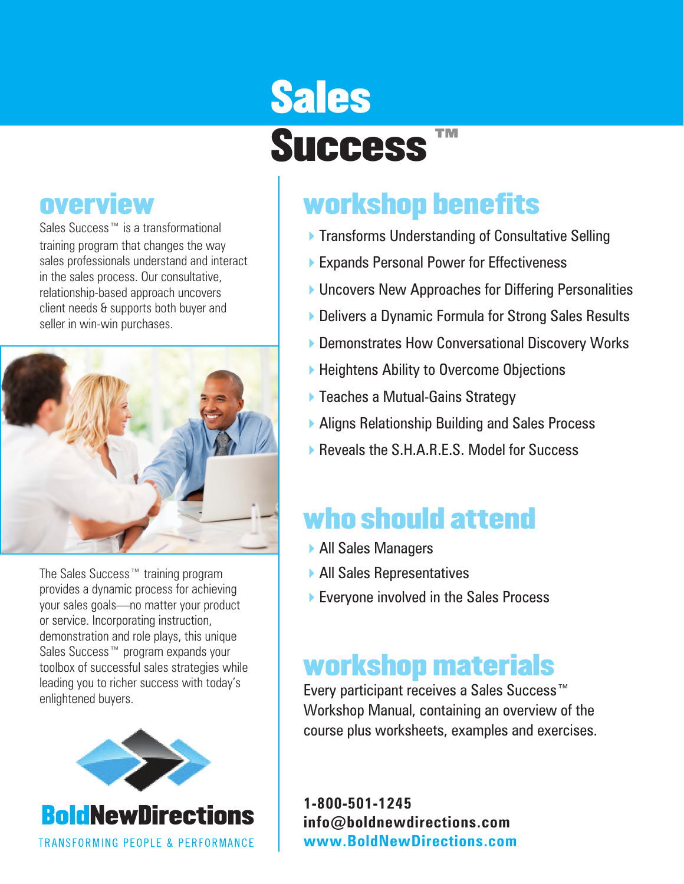# Sales Success™

## overview

Sales Success™ is a transformational training program that changes the way sales professionals understand and interact in the sales process. Our consultative, relationship-based approach uncovers client needs & supports both buyer and seller in win-win purchases.

The Sales Success™ training program provides a dynamic process for achieving your sales goals—no matter your product or service. Incorporating instruction, demonstration and role plays, this unique Sales Success™ program expands your toolbox of successful sales strategies while leading you to richer success with today's enlightened buyers.

**BoldNewDirections**

TRANSFORMING PEOPLE & PERFORMANCE

## workshop benefits

- Transforms Understanding of Consultative Selling
- Expands Personal Power for Effectiveness
- Uncovers New Approaches for Differing Personalities
- Delivers a Dynamic Formula for Strong Sales Results
- Demonstrates How Conversational Discovery Works
- Heightens Ability to Overcome Objections
- Teaches a Mutual-Gains Strategy
- Aligns Relationship Building and Sales Process
- Reveals the S.H.A.R.E.S. Model for Success

## who should attend

- All Sales Managers
- All Sales Representatives
- Everyone involved in the Sales Process

## workshop materials

Every participant receives a Sales Success™ Workshop Manual, containing an overview of the course plus worksheets, examples and exercises.

**1-800-501-1245**
**info@boldnewdirections.com**
**www.BoldNewDirections.com**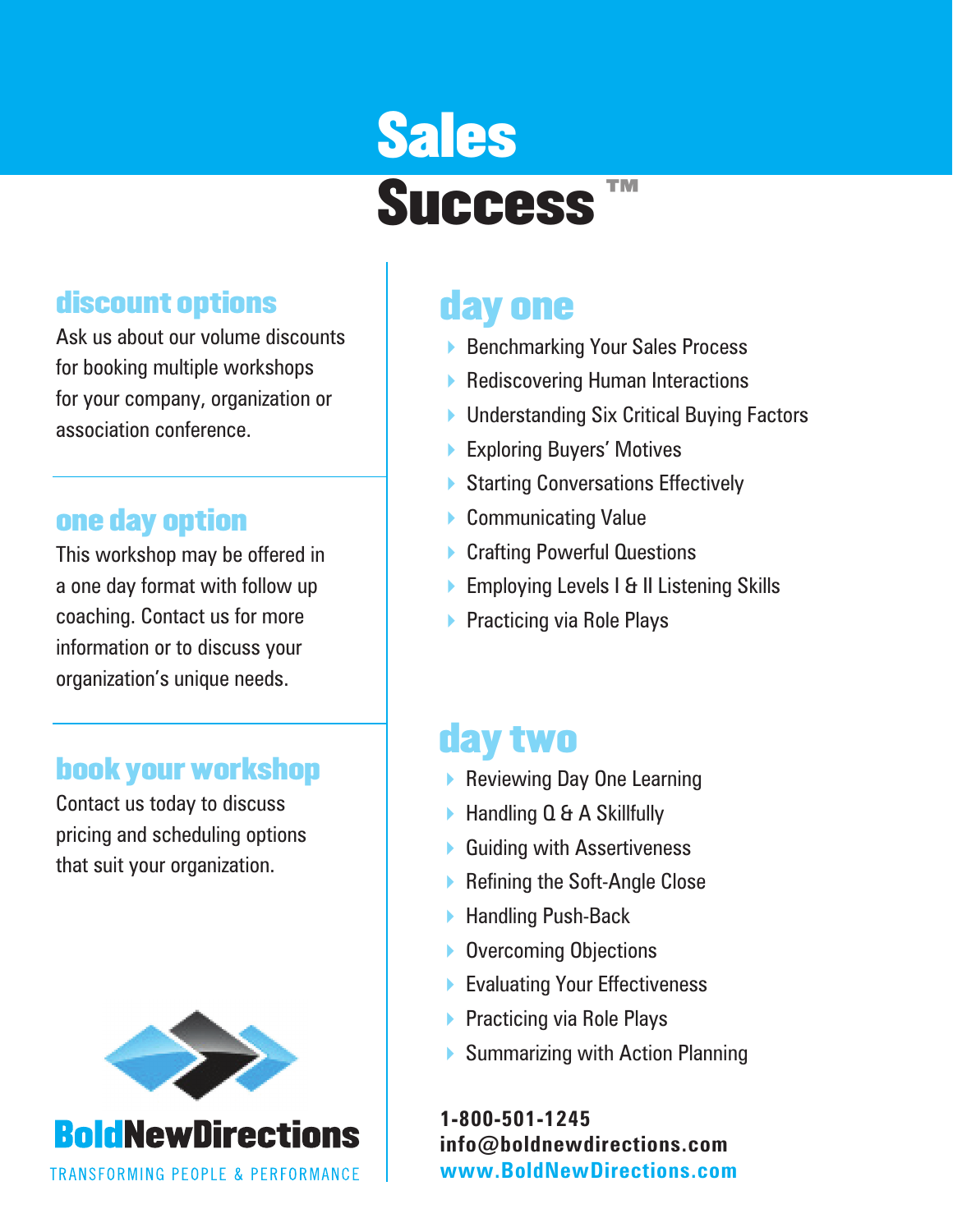# Sales Success™

## discount options

Ask us about our volume discounts for booking multiple workshops for your company, organization or association conference.

## one day option

This workshop may be offered in a one day format with follow up coaching. Contact us for more information or to discuss your organization's unique needs.

## book your workshop

Contact us today to discuss pricing and scheduling options that suit your organization.

**BoldNewDirections**

TRANSFORMING PEOPLE & PERFORMANCE

## day one

- Benchmarking Your Sales Process
- Rediscovering Human Interactions
- Understanding Six Critical Buying Factors
- Exploring Buyers' Motives
- Starting Conversations Effectively
- Communicating Value
- Crafting Powerful Questions
- Employing Levels I & II Listening Skills
- Practicing via Role Plays

## day two

- Reviewing Day One Learning
- Handling Q & A Skillfully
- Guiding with Assertiveness
- Refining the Soft-Angle Close
- Handling Push-Back
- Overcoming Objections
- Evaluating Your Effectiveness
- Practicing via Role Plays
- Summarizing with Action Planning

**1-800-501-1245**
**info@boldnewdirections.com**
**www.BoldNewDirections.com**